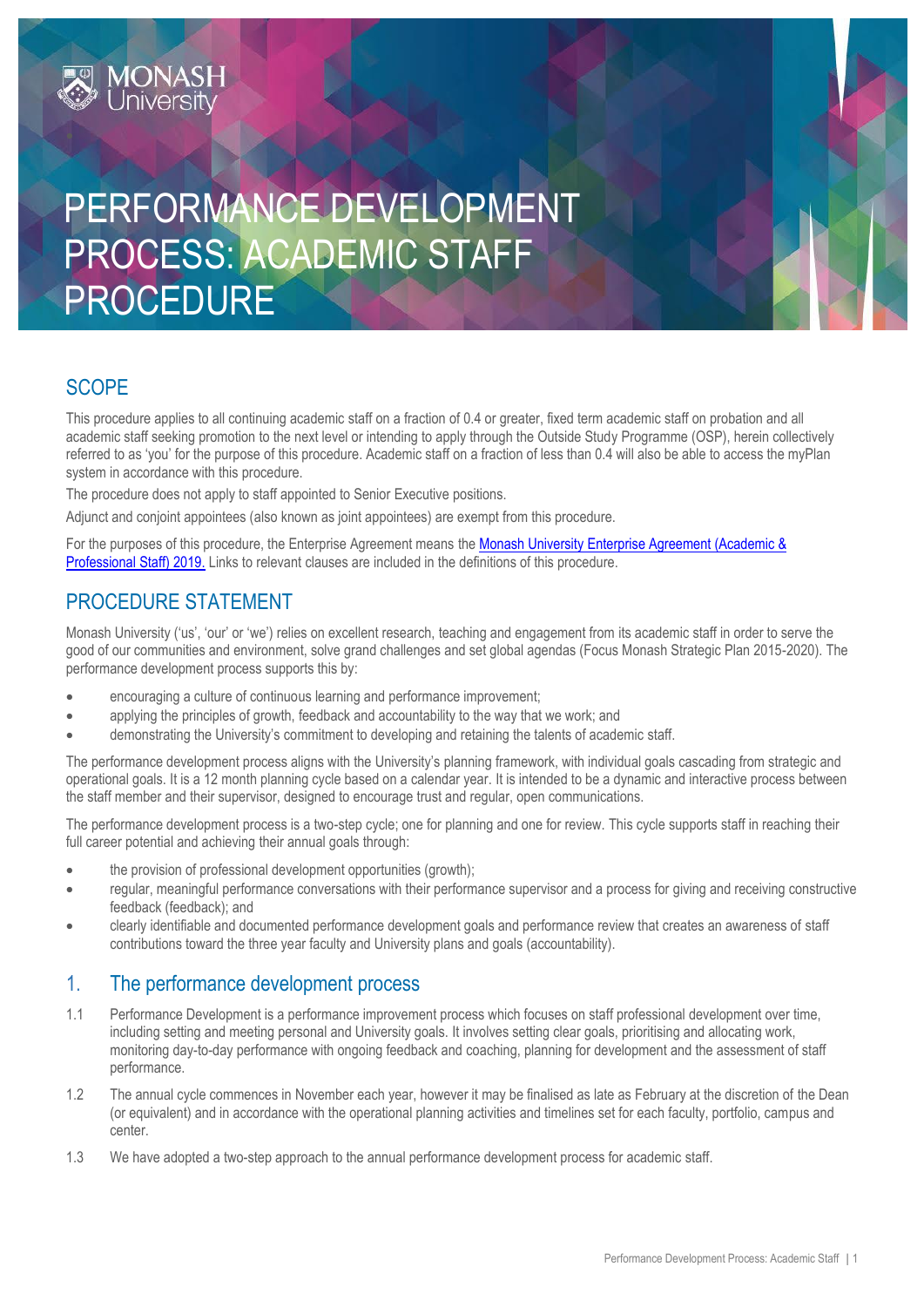MONASH University

# PERFORMANCE DEVELOPMENT PROCESS: ACADEMIC STAFF PROCEDURE

## SCOPE

This procedure applies to all continuing academic staff on a fraction of 0.4 or greater, fixed term academic staff on probation and all academic staff seeking promotion to the next level or intending to apply through the Outside Study Programme (OSP), herein collectively referred to as 'you' for the purpose of this procedure. Academic staff on a fraction of less than 0.4 will also be able to access the myPlan system in accordance with this procedure.

The procedure does not apply to staff appointed to Senior Executive positions.

Adjunct and conjoint appointees (also known as joint appointees) are exempt from this procedure.

For the purposes of this procedure, the Enterprise Agreement means the Monash University Enterprise Agreement (Academic & Professional Staff) 2019. Links to relevant clauses are included in the definitions of this procedure.

## PROCEDURE STATEMENT

Monash University ('us', 'our' or 'we') relies on excellent research, teaching and engagement from its academic staff in order to serve the good of our communities and environment, solve grand challenges and set global agendas (Focus Monash Strategic Plan 2015-2020). The performance development process supports this by:

- encouraging a culture of continuous learning and performance improvement;
- applying the principles of growth, feedback and accountability to the way that we work; and
- demonstrating the University's commitment to developing and retaining the talents of academic staff.

The performance development process aligns with the University's planning framework, with individual goals cascading from strategic and operational goals. It is a 12 month planning cycle based on a calendar year. It is intended to be a dynamic and interactive process between the staff member and their supervisor, designed to encourage trust and regular, open communications.

The performance development process is a two-step cycle; one for planning and one for review. This cycle supports staff in reaching their full career potential and achieving their annual goals through:

- the provision of professional development opportunities (growth);
- regular, meaningful performance conversations with their performance supervisor and a process for giving and receiving constructive feedback (feedback); and
- clearly identifiable and documented performance development goals and performance review that creates an awareness of staff contributions toward the three year faculty and University plans and goals (accountability).

## 1. The performance development process

1.1 Performance Development is a performance improvement process which focuses on staff professional development over time, including setting and meeting personal and University goals. It involves setting clear goals, prioritising and allocating work, monitoring day-to-day performance with ongoing feedback and coaching, planning for development and the assessment of staff performance.

1.2 The annual cycle commences in November each year, however it may be finalised as late as February at the discretion of the Dean (or equivalent) and in accordance with the operational planning activities and timelines set for each faculty, portfolio, campus and center.

1.3 We have adopted a two-step approach to the annual performance development process for academic staff.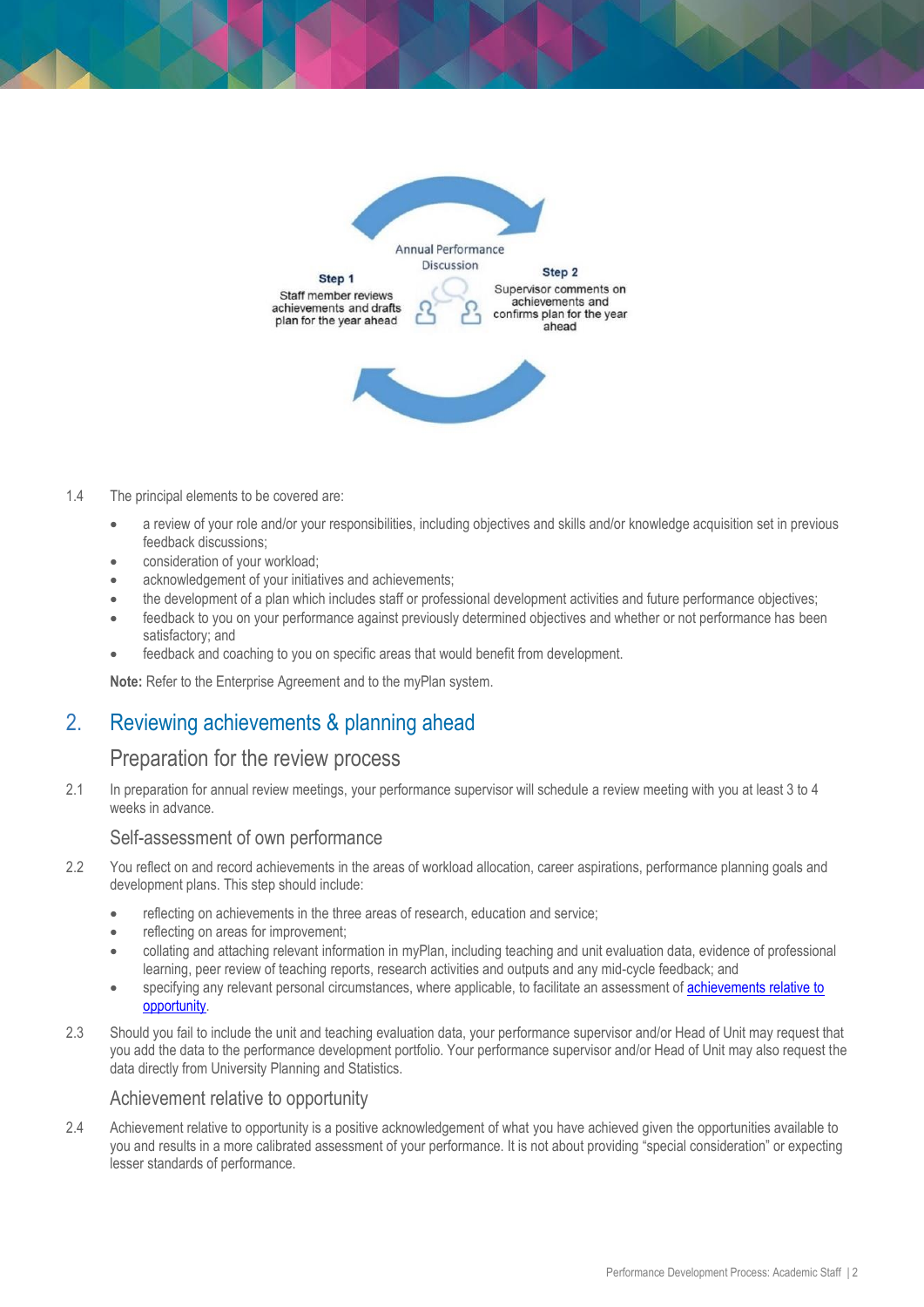Annual Performance Discussion

**Step 1**
Staff member reviews achievements and drafts plan for the year ahead

**Step 2**
Supervisor comments on achievements and confirms plan for the year ahead

1.4 The principal elements to be covered are:

- a review of your role and/or your responsibilities, including objectives and skills and/or knowledge acquisition set in previous feedback discussions;
- consideration of your workload;
- acknowledgement of your initiatives and achievements;
- the development of a plan which includes staff or professional development activities and future performance objectives;
- feedback to you on your performance against previously determined objectives and whether or not performance has been satisfactory; and
- feedback and coaching to you on specific areas that would benefit from development.

**Note:** Refer to the Enterprise Agreement and to the myPlan system.

## 2. Reviewing achievements & planning ahead

### Preparation for the review process

2.1 In preparation for annual review meetings, your performance supervisor will schedule a review meeting with you at least 3 to 4 weeks in advance.

### Self-assessment of own performance

2.2 You reflect on and record achievements in the areas of workload allocation, career aspirations, performance planning goals and development plans. This step should include:

- reflecting on achievements in the three areas of research, education and service;
- reflecting on areas for improvement;
- collating and attaching relevant information in myPlan, including teaching and unit evaluation data, evidence of professional learning, peer review of teaching reports, research activities and outputs and any mid-cycle feedback; and
- specifying any relevant personal circumstances, where applicable, to facilitate an assessment of achievements relative to opportunity.

2.3 Should you fail to include the unit and teaching evaluation data, your performance supervisor and/or Head of Unit may request that you add the data to the performance development portfolio. Your performance supervisor and/or Head of Unit may also request the data directly from University Planning and Statistics.

### Achievement relative to opportunity

2.4 Achievement relative to opportunity is a positive acknowledgement of what you have achieved given the opportunities available to you and results in a more calibrated assessment of your performance. It is not about providing "special consideration" or expecting lesser standards of performance.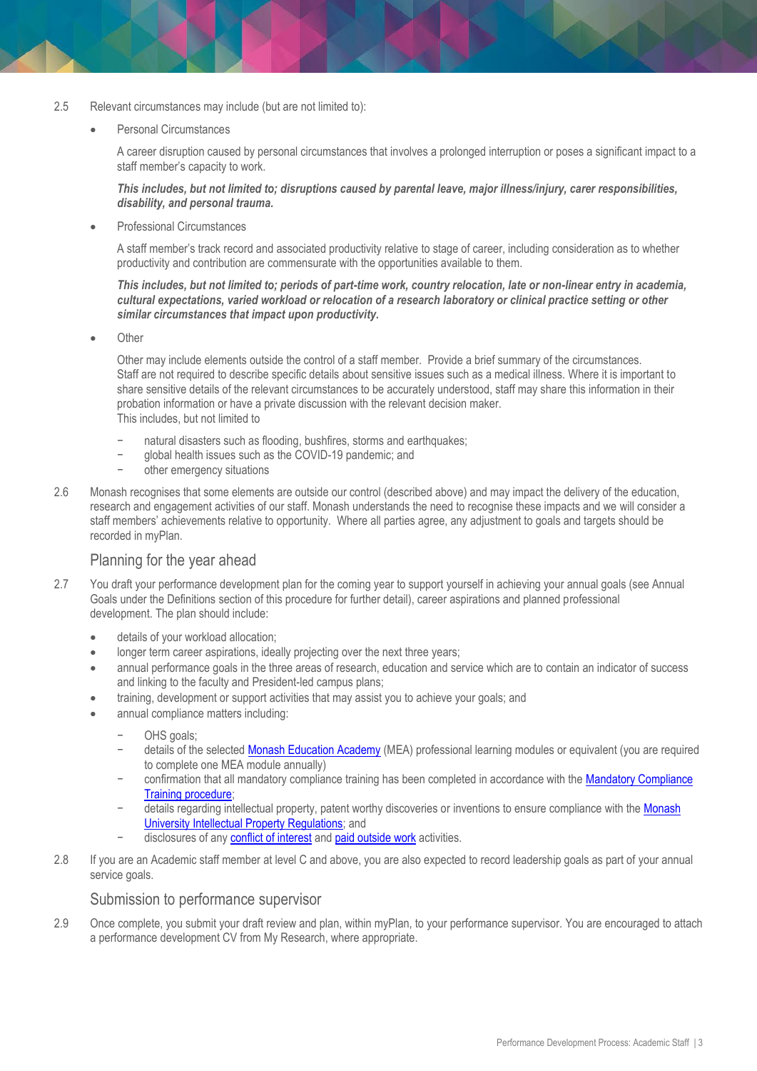2.5 Relevant circumstances may include (but are not limited to):

- Personal Circumstances

  A career disruption caused by personal circumstances that involves a prolonged interruption or poses a significant impact to a staff member's capacity to work.

  ***This includes, but not limited to; disruptions caused by parental leave, major illness/injury, carer responsibilities, disability, and personal trauma.***

- Professional Circumstances

  A staff member's track record and associated productivity relative to stage of career, including consideration as to whether productivity and contribution are commensurate with the opportunities available to them.

  ***This includes, but not limited to; periods of part-time work, country relocation, late or non-linear entry in academia, cultural expectations, varied workload or relocation of a research laboratory or clinical practice setting or other similar circumstances that impact upon productivity.***

- Other

  Other may include elements outside the control of a staff member. Provide a brief summary of the circumstances. Staff are not required to describe specific details about sensitive issues such as a medical illness. Where it is important to share sensitive details of the relevant circumstances to be accurately understood, staff may share this information in their probation information or have a private discussion with the relevant decision maker.
  This includes, but not limited to

  - natural disasters such as flooding, bushfires, storms and earthquakes;
  - global health issues such as the COVID-19 pandemic; and
  - other emergency situations

2.6 Monash recognises that some elements are outside our control (described above) and may impact the delivery of the education, research and engagement activities of our staff. Monash understands the need to recognise these impacts and we will consider a staff members' achievements relative to opportunity. Where all parties agree, any adjustment to goals and targets should be recorded in myPlan.

## Planning for the year ahead

2.7 You draft your performance development plan for the coming year to support yourself in achieving your annual goals (see Annual Goals under the Definitions section of this procedure for further detail), career aspirations and planned professional development. The plan should include:

- details of your workload allocation;
- longer term career aspirations, ideally projecting over the next three years;
- annual performance goals in the three areas of research, education and service which are to contain an indicator of success and linking to the faculty and President-led campus plans;
- training, development or support activities that may assist you to achieve your goals; and
- annual compliance matters including:
  - OHS goals;
  - details of the selected Monash Education Academy (MEA) professional learning modules or equivalent (you are required to complete one MEA module annually)
  - confirmation that all mandatory compliance training has been completed in accordance with the Mandatory Compliance Training procedure;
  - details regarding intellectual property, patent worthy discoveries or inventions to ensure compliance with the Monash University Intellectual Property Regulations; and
  - disclosures of any conflict of interest and paid outside work activities.

2.8 If you are an Academic staff member at level C and above, you are also expected to record leadership goals as part of your annual service goals.

## Submission to performance supervisor

2.9 Once complete, you submit your draft review and plan, within myPlan, to your performance supervisor. You are encouraged to attach a performance development CV from My Research, where appropriate.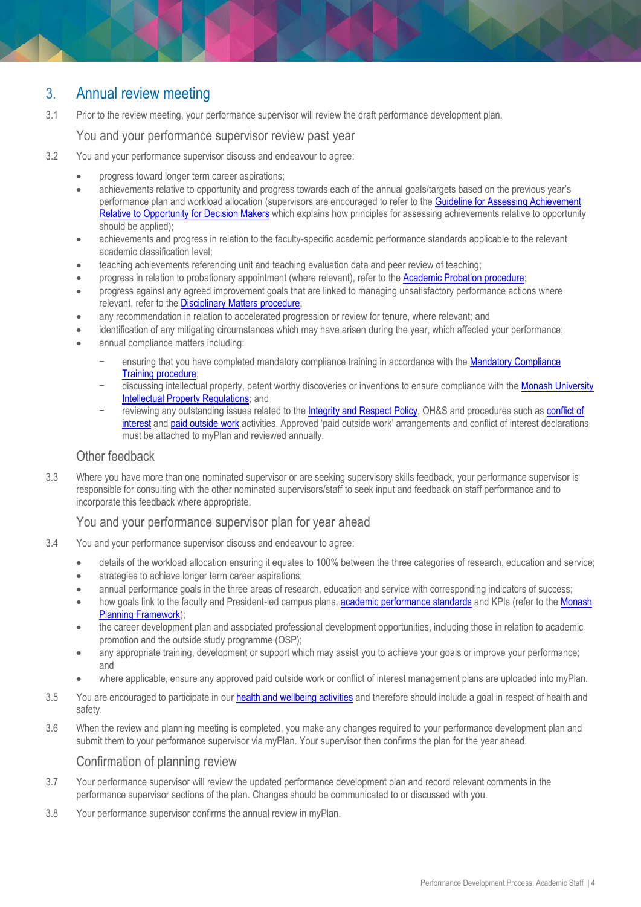## 3. Annual review meeting

3.1 Prior to the review meeting, your performance supervisor will review the draft performance development plan.

### You and your performance supervisor review past year

3.2 You and your performance supervisor discuss and endeavour to agree:

- progress toward longer term career aspirations;
- achievements relative to opportunity and progress towards each of the annual goals/targets based on the previous year's performance plan and workload allocation (supervisors are encouraged to refer to the Guideline for Assessing Achievement Relative to Opportunity for Decision Makers which explains how principles for assessing achievements relative to opportunity should be applied);
- achievements and progress in relation to the faculty-specific academic performance standards applicable to the relevant academic classification level;
- teaching achievements referencing unit and teaching evaluation data and peer review of teaching;
- progress in relation to probationary appointment (where relevant), refer to the Academic Probation procedure;
- progress against any agreed improvement goals that are linked to managing unsatisfactory performance actions where relevant, refer to the Disciplinary Matters procedure;
- any recommendation in relation to accelerated progression or review for tenure, where relevant; and
- identification of any mitigating circumstances which may have arisen during the year, which affected your performance;
- annual compliance matters including:
  - ensuring that you have completed mandatory compliance training in accordance with the Mandatory Compliance Training procedure;
  - discussing intellectual property, patent worthy discoveries or inventions to ensure compliance with the Monash University Intellectual Property Regulations; and
  - reviewing any outstanding issues related to the Integrity and Respect Policy, OH&S and procedures such as conflict of interest and paid outside work activities. Approved 'paid outside work' arrangements and conflict of interest declarations must be attached to myPlan and reviewed annually.

### Other feedback

3.3 Where you have more than one nominated supervisor or are seeking supervisory skills feedback, your performance supervisor is responsible for consulting with the other nominated supervisors/staff to seek input and feedback on staff performance and to incorporate this feedback where appropriate.

### You and your performance supervisor plan for year ahead

3.4 You and your performance supervisor discuss and endeavour to agree:

- details of the workload allocation ensuring it equates to 100% between the three categories of research, education and service;
- strategies to achieve longer term career aspirations;
- annual performance goals in the three areas of research, education and service with corresponding indicators of success;
- how goals link to the faculty and President-led campus plans, academic performance standards and KPIs (refer to the Monash Planning Framework);
- the career development plan and associated professional development opportunities, including those in relation to academic promotion and the outside study programme (OSP);
- any appropriate training, development or support which may assist you to achieve your goals or improve your performance; and
- where applicable, ensure any approved paid outside work or conflict of interest management plans are uploaded into myPlan.

3.5 You are encouraged to participate in our health and wellbeing activities and therefore should include a goal in respect of health and safety.

3.6 When the review and planning meeting is completed, you make any changes required to your performance development plan and submit them to your performance supervisor via myPlan. Your supervisor then confirms the plan for the year ahead.

### Confirmation of planning review

3.7 Your performance supervisor will review the updated performance development plan and record relevant comments in the performance supervisor sections of the plan. Changes should be communicated to or discussed with you.

3.8 Your performance supervisor confirms the annual review in myPlan.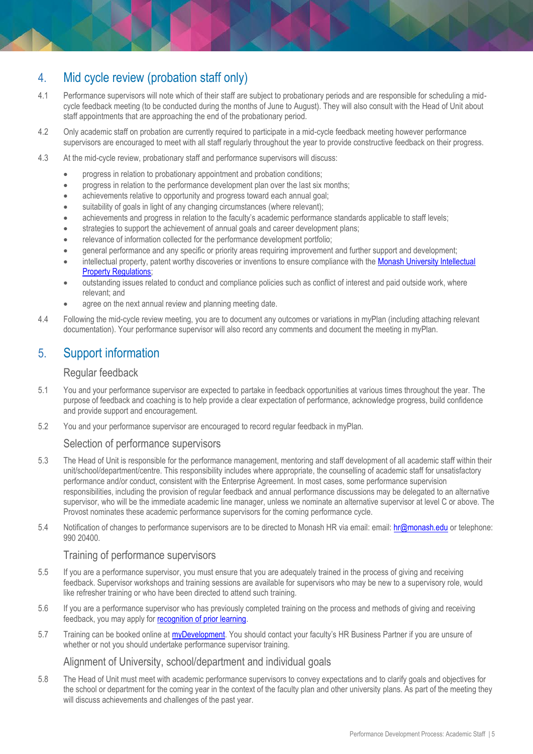## 4. Mid cycle review (probation staff only)

4.1 Performance supervisors will note which of their staff are subject to probationary periods and are responsible for scheduling a mid-cycle feedback meeting (to be conducted during the months of June to August). They will also consult with the Head of Unit about staff appointments that are approaching the end of the probationary period.

4.2 Only academic staff on probation are currently required to participate in a mid-cycle feedback meeting however performance supervisors are encouraged to meet with all staff regularly throughout the year to provide constructive feedback on their progress.

4.3 At the mid-cycle review, probationary staff and performance supervisors will discuss:

- progress in relation to probationary appointment and probation conditions;
- progress in relation to the performance development plan over the last six months;
- achievements relative to opportunity and progress toward each annual goal;
- suitability of goals in light of any changing circumstances (where relevant);
- achievements and progress in relation to the faculty's academic performance standards applicable to staff levels;
- strategies to support the achievement of annual goals and career development plans;
- relevance of information collected for the performance development portfolio;
- general performance and any specific or priority areas requiring improvement and further support and development;
- intellectual property, patent worthy discoveries or inventions to ensure compliance with the Monash University Intellectual Property Regulations;
- outstanding issues related to conduct and compliance policies such as conflict of interest and paid outside work, where relevant; and
- agree on the next annual review and planning meeting date.

4.4 Following the mid-cycle review meeting, you are to document any outcomes or variations in myPlan (including attaching relevant documentation). Your performance supervisor will also record any comments and document the meeting in myPlan.

## 5. Support information

### Regular feedback

5.1 You and your performance supervisor are expected to partake in feedback opportunities at various times throughout the year. The purpose of feedback and coaching is to help provide a clear expectation of performance, acknowledge progress, build confidence and provide support and encouragement.

5.2 You and your performance supervisor are encouraged to record regular feedback in myPlan.

### Selection of performance supervisors

5.3 The Head of Unit is responsible for the performance management, mentoring and staff development of all academic staff within their unit/school/department/centre. This responsibility includes where appropriate, the counselling of academic staff for unsatisfactory performance and/or conduct, consistent with the Enterprise Agreement. In most cases, some performance supervision responsibilities, including the provision of regular feedback and annual performance discussions may be delegated to an alternative supervisor, who will be the immediate academic line manager, unless we nominate an alternative supervisor at level C or above. The Provost nominates these academic performance supervisors for the coming performance cycle.

5.4 Notification of changes to performance supervisors are to be directed to Monash HR via email: email: hr@monash.edu or telephone: 990 20400.

### Training of performance supervisors

5.5 If you are a performance supervisor, you must ensure that you are adequately trained in the process of giving and receiving feedback. Supervisor workshops and training sessions are available for supervisors who may be new to a supervisory role, would like refresher training or who have been directed to attend such training.

5.6 If you are a performance supervisor who has previously completed training on the process and methods of giving and receiving feedback, you may apply for recognition of prior learning.

5.7 Training can be booked online at myDevelopment. You should contact your faculty's HR Business Partner if you are unsure of whether or not you should undertake performance supervisor training.

### Alignment of University, school/department and individual goals

5.8 The Head of Unit must meet with academic performance supervisors to convey expectations and to clarify goals and objectives for the school or department for the coming year in the context of the faculty plan and other university plans. As part of the meeting they will discuss achievements and challenges of the past year.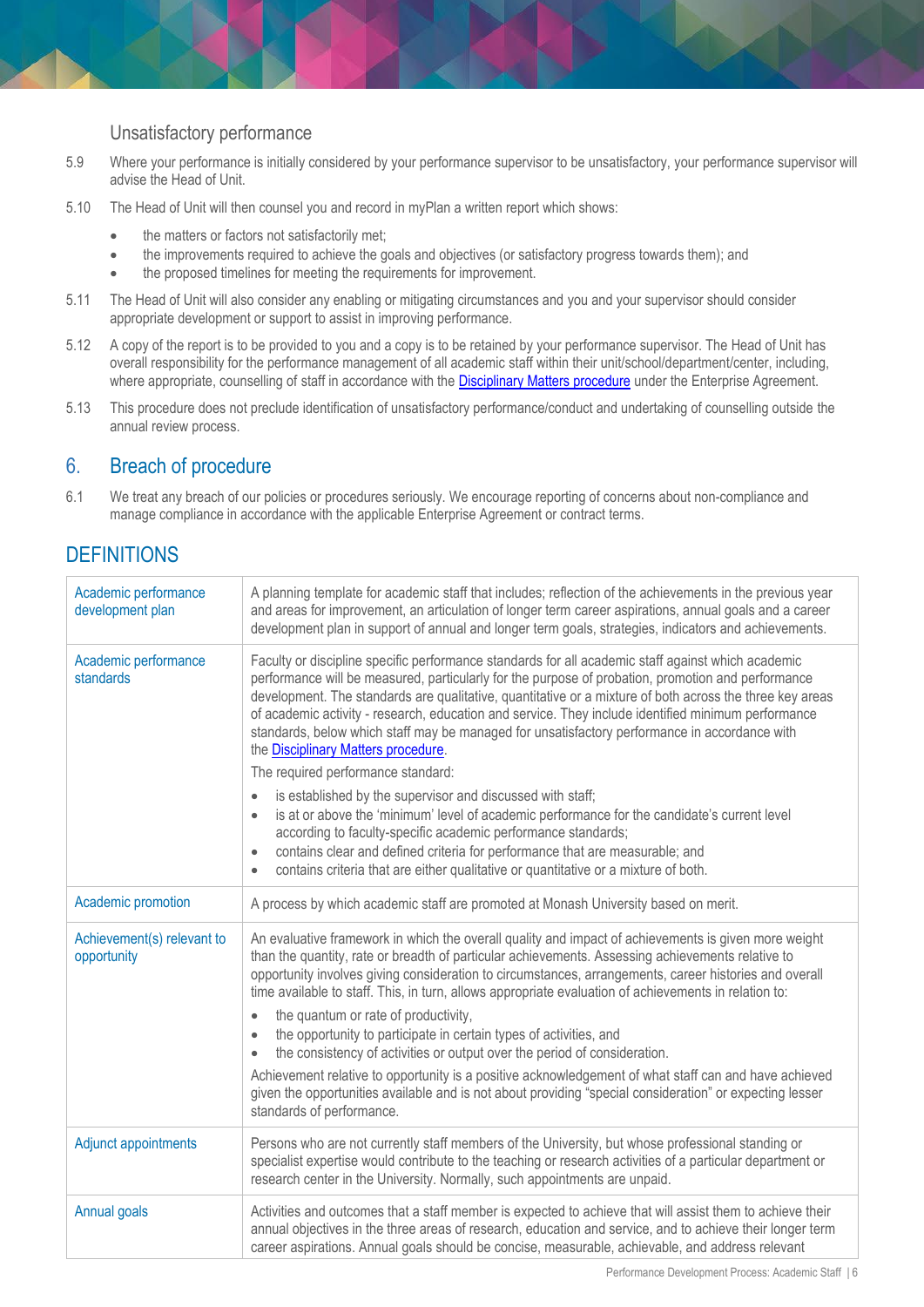### Unsatisfactory performance

5.9 Where your performance is initially considered by your performance supervisor to be unsatisfactory, your performance supervisor will advise the Head of Unit.

5.10 The Head of Unit will then counsel you and record in myPlan a written report which shows:

- the matters or factors not satisfactorily met;
- the improvements required to achieve the goals and objectives (or satisfactory progress towards them); and
- the proposed timelines for meeting the requirements for improvement.

5.11 The Head of Unit will also consider any enabling or mitigating circumstances and you and your supervisor should consider appropriate development or support to assist in improving performance.

5.12 A copy of the report is to be provided to you and a copy is to be retained by your performance supervisor. The Head of Unit has overall responsibility for the performance management of all academic staff within their unit/school/department/center, including, where appropriate, counselling of staff in accordance with the Disciplinary Matters procedure under the Enterprise Agreement.

5.13 This procedure does not preclude identification of unsatisfactory performance/conduct and undertaking of counselling outside the annual review process.

## 6. Breach of procedure

6.1 We treat any breach of our policies or procedures seriously. We encourage reporting of concerns about non-compliance and manage compliance in accordance with the applicable Enterprise Agreement or contract terms.

## DEFINITIONS

| | |
|---|---|
| Academic performance development plan | A planning template for academic staff that includes; reflection of the achievements in the previous year and areas for improvement, an articulation of longer term career aspirations, annual goals and a career development plan in support of annual and longer term goals, strategies, indicators and achievements. |
| Academic performance standards | Faculty or discipline specific performance standards for all academic staff against which academic performance will be measured, particularly for the purpose of probation, promotion and performance development. The standards are qualitative, quantitative or a mixture of both across the three key areas of academic activity - research, education and service. They include identified minimum performance standards, below which staff may be managed for unsatisfactory performance in accordance with the Disciplinary Matters procedure.<br><br>The required performance standard:<br>• is established by the supervisor and discussed with staff;<br>• is at or above the 'minimum' level of academic performance for the candidate's current level according to faculty-specific academic performance standards;<br>• contains clear and defined criteria for performance that are measurable; and<br>• contains criteria that are either qualitative or quantitative or a mixture of both. |
| Academic promotion | A process by which academic staff are promoted at Monash University based on merit. |
| Achievement(s) relevant to opportunity | An evaluative framework in which the overall quality and impact of achievements is given more weight than the quantity, rate or breadth of particular achievements. Assessing achievements relative to opportunity involves giving consideration to circumstances, arrangements, career histories and overall time available to staff. This, in turn, allows appropriate evaluation of achievements in relation to:<br>• the quantum or rate of productivity,<br>• the opportunity to participate in certain types of activities, and<br>• the consistency of activities or output over the period of consideration.<br><br>Achievement relative to opportunity is a positive acknowledgement of what staff can and have achieved given the opportunities available and is not about providing "special consideration" or expecting lesser standards of performance. |
| Adjunct appointments | Persons who are not currently staff members of the University, but whose professional standing or specialist expertise would contribute to the teaching or research activities of a particular department or research center in the University. Normally, such appointments are unpaid. |
| Annual goals | Activities and outcomes that a staff member is expected to achieve that will assist them to achieve their annual objectives in the three areas of research, education and service, and to achieve their longer term career aspirations. Annual goals should be concise, measurable, achievable, and address relevant |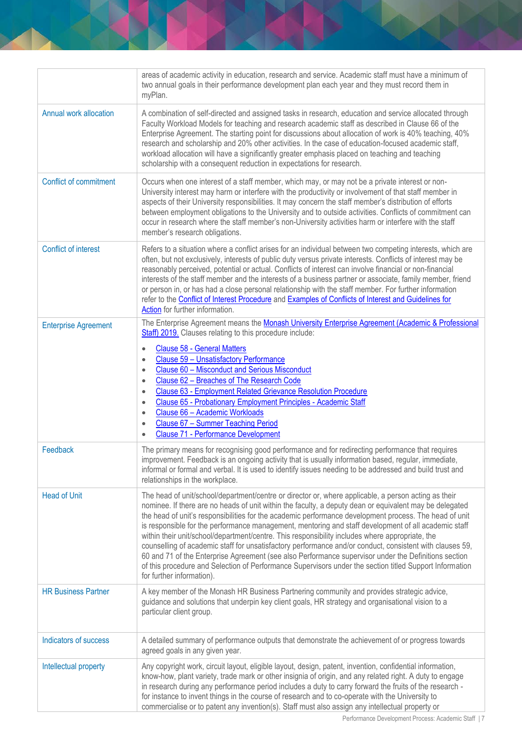| | |
|---|---|
| | areas of academic activity in education, research and service. Academic staff must have a minimum of two annual goals in their performance development plan each year and they must record them in myPlan. |
| Annual work allocation | A combination of self-directed and assigned tasks in research, education and service allocated through Faculty Workload Models for teaching and research academic staff as described in Clause 66 of the Enterprise Agreement. The starting point for discussions about allocation of work is 40% teaching, 40% research and scholarship and 20% other activities. In the case of education-focused academic staff, workload allocation will have a significantly greater emphasis placed on teaching and teaching scholarship with a consequent reduction in expectations for research. |
| Conflict of commitment | Occurs when one interest of a staff member, which may, or may not be a private interest or non-University interest may harm or interfere with the productivity or involvement of that staff member in aspects of their University responsibilities. It may concern the staff member's distribution of efforts between employment obligations to the University and to outside activities. Conflicts of commitment can occur in research where the staff member's non-University activities harm or interfere with the staff member's research obligations. |
| Conflict of interest | Refers to a situation where a conflict arises for an individual between two competing interests, which are often, but not exclusively, interests of public duty versus private interests. Conflicts of interest may be reasonably perceived, potential or actual. Conflicts of interest can involve financial or non-financial interests of the staff member and the interests of a business partner or associate, family member, friend or person in, or has had a close personal relationship with the staff member. For further information refer to the Conflict of Interest Procedure and Examples of Conflicts of Interest and Guidelines for Action for further information. |
| Enterprise Agreement | The Enterprise Agreement means the Monash University Enterprise Agreement (Academic & Professional Staff) 2019. Clauses relating to this procedure include:<br>• Clause 58 - General Matters<br>• Clause 59 – Unsatisfactory Performance<br>• Clause 60 – Misconduct and Serious Misconduct<br>• Clause 62 – Breaches of The Research Code<br>• Clause 63 - Employment Related Grievance Resolution Procedure<br>• Clause 65 - Probationary Employment Principles - Academic Staff<br>• Clause 66 – Academic Workloads<br>• Clause 67 – Summer Teaching Period<br>• Clause 71 - Performance Development |
| Feedback | The primary means for recognising good performance and for redirecting performance that requires improvement. Feedback is an ongoing activity that is usually information based, regular, immediate, informal or formal and verbal. It is used to identify issues needing to be addressed and build trust and relationships in the workplace. |
| Head of Unit | The head of unit/school/department/centre or director or, where applicable, a person acting as their nominee. If there are no heads of unit within the faculty, a deputy dean or equivalent may be delegated the head of unit's responsibilities for the academic performance development process. The head of unit is responsible for the performance management, mentoring and staff development of all academic staff within their unit/school/department/centre. This responsibility includes where appropriate, the counselling of academic staff for unsatisfactory performance and/or conduct, consistent with clauses 59, 60 and 71 of the Enterprise Agreement (see also Performance supervisor under the Definitions section of this procedure and Selection of Performance Supervisors under the section titled Support Information for further information). |
| HR Business Partner | A key member of the Monash HR Business Partnering community and provides strategic advice, guidance and solutions that underpin key client goals, HR strategy and organisational vision to a particular client group. |
| Indicators of success | A detailed summary of performance outputs that demonstrate the achievement of or progress towards agreed goals in any given year. |
| Intellectual property | Any copyright work, circuit layout, eligible layout, design, patent, invention, confidential information, know-how, plant variety, trade mark or other insignia of origin, and any related right. A duty to engage in research during any performance period includes a duty to carry forward the fruits of the research - for instance to invent things in the course of research and to co-operate with the University to commercialise or to patent any invention(s). Staff must also assign any intellectual property or |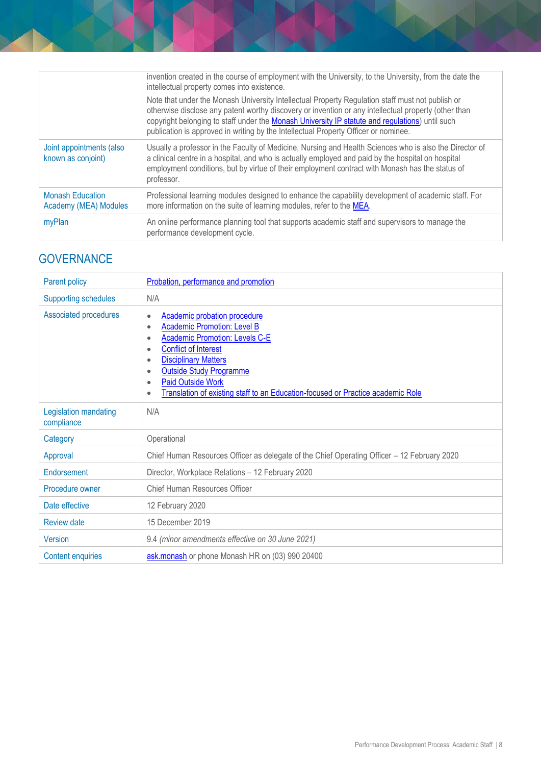| | |
|---|---|
| | invention created in the course of employment with the University, to the University, from the date the intellectual property comes into existence.<br>Note that under the Monash University Intellectual Property Regulation staff must not publish or otherwise disclose any patent worthy discovery or invention or any intellectual property (other than copyright belonging to staff under the Monash University IP statute and regulations) until such publication is approved in writing by the Intellectual Property Officer or nominee. |
| Joint appointments (also known as conjoint) | Usually a professor in the Faculty of Medicine, Nursing and Health Sciences who is also the Director of a clinical centre in a hospital, and who is actually employed and paid by the hospital on hospital employment conditions, but by virtue of their employment contract with Monash has the status of professor. |
| Monash Education Academy (MEA) Modules | Professional learning modules designed to enhance the capability development of academic staff. For more information on the suite of learning modules, refer to the MEA. |
| myPlan | An online performance planning tool that supports academic staff and supervisors to manage the performance development cycle. |

## GOVERNANCE

| | |
|---|---|
| Parent policy | Probation, performance and promotion |
| Supporting schedules | N/A |
| Associated procedures | • Academic probation procedure<br>• Academic Promotion: Level B<br>• Academic Promotion: Levels C-E<br>• Conflict of Interest<br>• Disciplinary Matters<br>• Outside Study Programme<br>• Paid Outside Work<br>• Translation of existing staff to an Education-focused or Practice academic Role |
| Legislation mandating compliance | N/A |
| Category | Operational |
| Approval | Chief Human Resources Officer as delegate of the Chief Operating Officer – 12 February 2020 |
| Endorsement | Director, Workplace Relations – 12 February 2020 |
| Procedure owner | Chief Human Resources Officer |
| Date effective | 12 February 2020 |
| Review date | 15 December 2019 |
| Version | 9.4 *(minor amendments effective on 30 June 2021)* |
| Content enquiries | ask.monash or phone Monash HR on (03) 990 20400 |